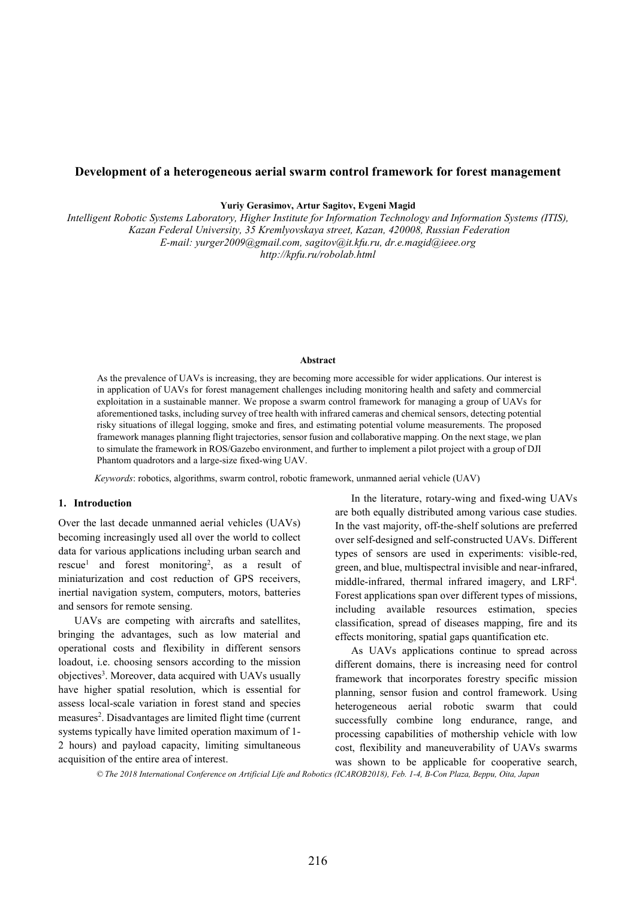# Development of a heterogeneous aerial swarm control framework for forest management

**Yuriy Gerasimov, Artur Sagitov, Evgeni Magid**

*Intelligent Robotic Systems Laboratory, Higher Institute for Information Technology and Information Systems (ITIS), Kazan Federal University, 35 Kremlyovskaya street, Kazan, 420008, Russian Federation*
*E-mail: yurger2009@gmail.com, sagitov@it.kfu.ru, dr.e.magid@ieee.org*
*http://kpfu.ru/robolab.html*

**Abstract**

As the prevalence of UAVs is increasing, they are becoming more accessible for wider applications. Our interest is in application of UAVs for forest management challenges including monitoring health and safety and commercial exploitation in a sustainable manner. We propose a swarm control framework for managing a group of UAVs for aforementioned tasks, including survey of tree health with infrared cameras and chemical sensors, detecting potential risky situations of illegal logging, smoke and fires, and estimating potential volume measurements. The proposed framework manages planning flight trajectories, sensor fusion and collaborative mapping. On the next stage, we plan to simulate the framework in ROS/Gazebo environment, and further to implement a pilot project with a group of DJI Phantom quadrotors and a large-size fixed-wing UAV.

*Keywords*: robotics, algorithms, swarm control, robotic framework, unmanned aerial vehicle (UAV)

## 1. Introduction

Over the last decade unmanned aerial vehicles (UAVs) becoming increasingly used all over the world to collect data for various applications including urban search and rescue[1] and forest monitoring[2], as a result of miniaturization and cost reduction of GPS receivers, inertial navigation system, computers, motors, batteries and sensors for remote sensing.

UAVs are competing with aircrafts and satellites, bringing the advantages, such as low material and operational costs and flexibility in different sensors loadout, i.e. choosing sensors according to the mission objectives[3]. Moreover, data acquired with UAVs usually have higher spatial resolution, which is essential for assess local-scale variation in forest stand and species measures[2]. Disadvantages are limited flight time (current systems typically have limited operation maximum of 1-2 hours) and payload capacity, limiting simultaneous acquisition of the entire area of interest.

In the literature, rotary-wing and fixed-wing UAVs are both equally distributed among various case studies. In the vast majority, off-the-shelf solutions are preferred over self-designed and self-constructed UAVs. Different types of sensors are used in experiments: visible-red, green, and blue, multispectral invisible and near-infrared, middle-infrared, thermal infrared imagery, and LRF[4]. Forest applications span over different types of missions, including available resources estimation, species classification, spread of diseases mapping, fire and its effects monitoring, spatial gaps quantification etc.

As UAVs applications continue to spread across different domains, there is increasing need for control framework that incorporates forestry specific mission planning, sensor fusion and control framework. Using heterogeneous aerial robotic swarm that could successfully combine long endurance, range, and processing capabilities of mothership vehicle with low cost, flexibility and maneuverability of UAVs swarms was shown to be applicable for cooperative search,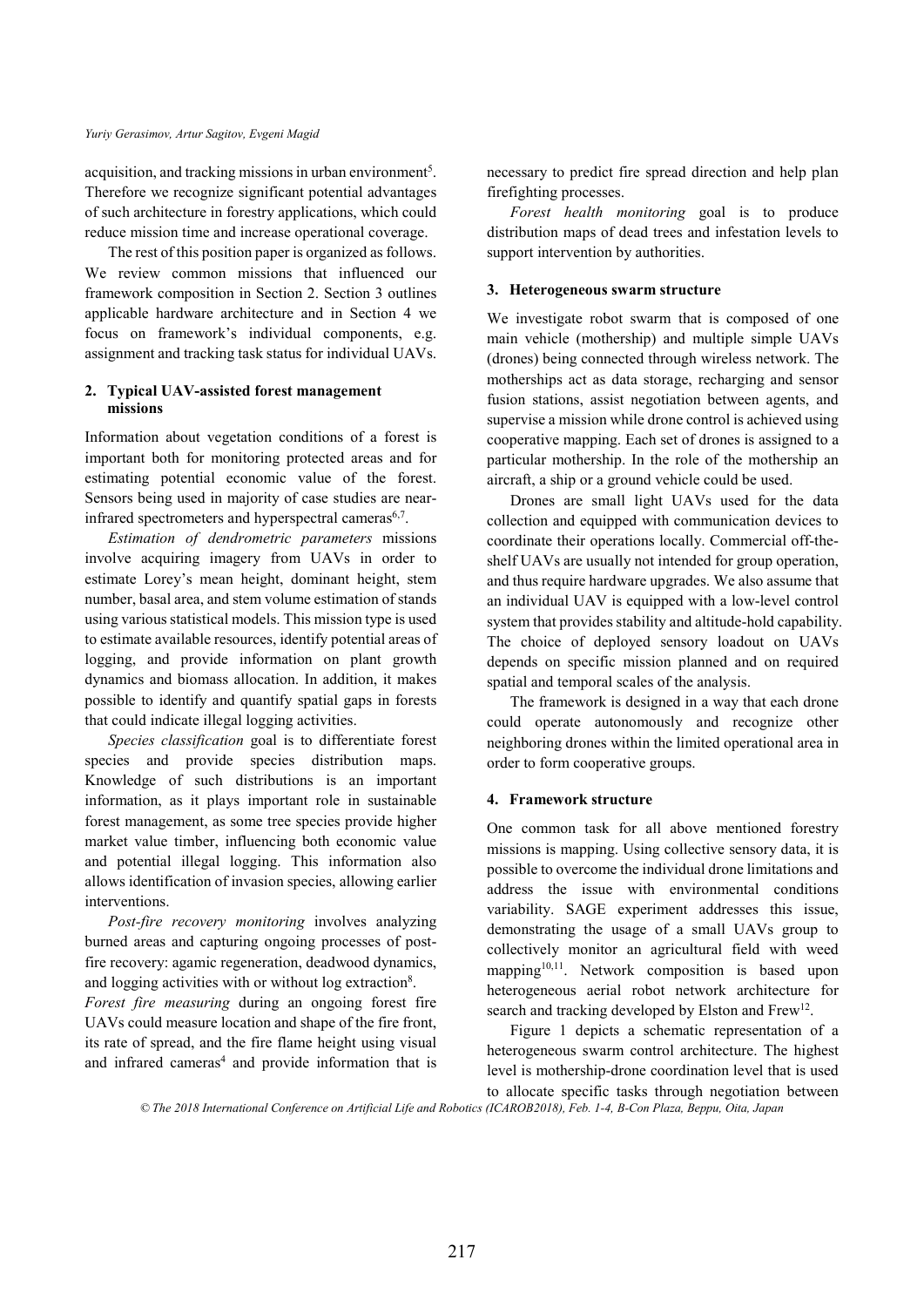acquisition, and tracking missions in urban environment[5]. Therefore we recognize significant potential advantages of such architecture in forestry applications, which could reduce mission time and increase operational coverage.

The rest of this position paper is organized as follows. We review common missions that influenced our framework composition in Section 2. Section 3 outlines applicable hardware architecture and in Section 4 we focus on framework's individual components, e.g. assignment and tracking task status for individual UAVs.

## 2. Typical UAV-assisted forest management missions

Information about vegetation conditions of a forest is important both for monitoring protected areas and for estimating potential economic value of the forest. Sensors being used in majority of case studies are near-infrared spectrometers and hyperspectral cameras[6,7].

*Estimation of dendrometric parameters* missions involve acquiring imagery from UAVs in order to estimate Lorey's mean height, dominant height, stem number, basal area, and stem volume estimation of stands using various statistical models. This mission type is used to estimate available resources, identify potential areas of logging, and provide information on plant growth dynamics and biomass allocation. In addition, it makes possible to identify and quantify spatial gaps in forests that could indicate illegal logging activities.

*Species classification* goal is to differentiate forest species and provide species distribution maps. Knowledge of such distributions is an important information, as it plays important role in sustainable forest management, as some tree species provide higher market value timber, influencing both economic value and potential illegal logging. This information also allows identification of invasion species, allowing earlier interventions.

*Post-fire recovery monitoring* involves analyzing burned areas and capturing ongoing processes of post-fire recovery: agamic regeneration, deadwood dynamics, and logging activities with or without log extraction[8].

*Forest fire measuring* during an ongoing forest fire UAVs could measure location and shape of the fire front, its rate of spread, and the fire flame height using visual and infrared cameras[4] and provide information that is necessary to predict fire spread direction and help plan firefighting processes.

*Forest health monitoring* goal is to produce distribution maps of dead trees and infestation levels to support intervention by authorities.

## 3. Heterogeneous swarm structure

We investigate robot swarm that is composed of one main vehicle (mothership) and multiple simple UAVs (drones) being connected through wireless network. The motherships act as data storage, recharging and sensor fusion stations, assist negotiation between agents, and supervise a mission while drone control is achieved using cooperative mapping. Each set of drones is assigned to a particular mothership. In the role of the mothership an aircraft, a ship or a ground vehicle could be used.

Drones are small light UAVs used for the data collection and equipped with communication devices to coordinate their operations locally. Commercial off-the-shelf UAVs are usually not intended for group operation, and thus require hardware upgrades. We also assume that an individual UAV is equipped with a low-level control system that provides stability and altitude-hold capability. The choice of deployed sensory loadout on UAVs depends on specific mission planned and on required spatial and temporal scales of the analysis.

The framework is designed in a way that each drone could operate autonomously and recognize other neighboring drones within the limited operational area in order to form cooperative groups.

## 4. Framework structure

One common task for all above mentioned forestry missions is mapping. Using collective sensory data, it is possible to overcome the individual drone limitations and address the issue with environmental conditions variability. SAGE experiment addresses this issue, demonstrating the usage of a small UAVs group to collectively monitor an agricultural field with weed mapping[10,11]. Network composition is based upon heterogeneous aerial robot network architecture for search and tracking developed by Elston and Frew[12].

Figure 1 depicts a schematic representation of a heterogeneous swarm control architecture. The highest level is mothership-drone coordination level that is used to allocate specific tasks through negotiation between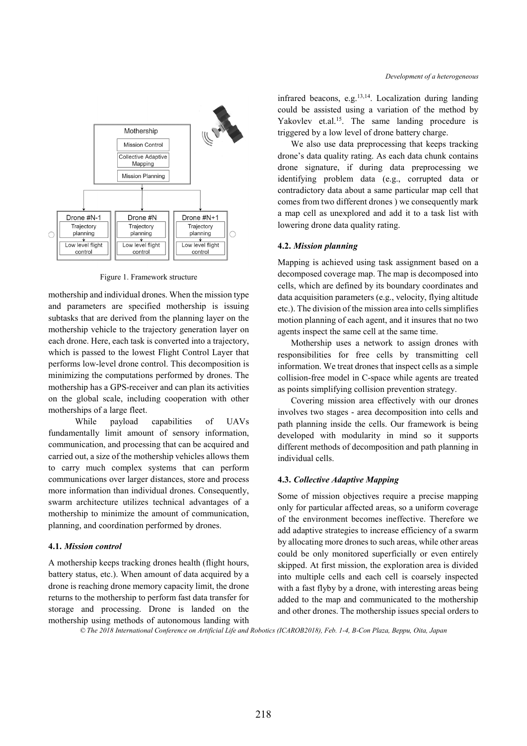Figure 1. Framework structure

mothership and individual drones. When the mission type and parameters are specified mothership is issuing subtasks that are derived from the planning layer on the mothership vehicle to the trajectory generation layer on each drone. Here, each task is converted into a trajectory, which is passed to the lowest Flight Control Layer that performs low-level drone control. This decomposition is minimizing the computations performed by drones. The mothership has a GPS-receiver and can plan its activities on the global scale, including cooperation with other motherships of a large fleet.

While payload capabilities of UAVs fundamentally limit amount of sensory information, communication, and processing that can be acquired and carried out, a size of the mothership vehicles allows them to carry much complex systems that can perform communications over larger distances, store and process more information than individual drones. Consequently, swarm architecture utilizes technical advantages of a mothership to minimize the amount of communication, planning, and coordination performed by drones.

### 4.1. *Mission control*

A mothership keeps tracking drones health (flight hours, battery status, etc.). When amount of data acquired by a drone is reaching drone memory capacity limit, the drone returns to the mothership to perform fast data transfer for storage and processing. Drone is landed on the mothership using methods of autonomous landing with infrared beacons, e.g.[13,14]. Localization during landing could be assisted using a variation of the method by Yakovlev et.al.[15]. The same landing procedure is triggered by a low level of drone battery charge.

We also use data preprocessing that keeps tracking drone's data quality rating. As each data chunk contains drone signature, if during data preprocessing we identifying problem data (e.g., corrupted data or contradictory data about a same particular map cell that comes from two different drones ) we consequently mark a map cell as unexplored and add it to a task list with lowering drone data quality rating.

### 4.2. *Mission planning*

Mapping is achieved using task assignment based on a decomposed coverage map. The map is decomposed into cells, which are defined by its boundary coordinates and data acquisition parameters (e.g., velocity, flying altitude etc.). The division of the mission area into cells simplifies motion planning of each agent, and it insures that no two agents inspect the same cell at the same time.

Mothership uses a network to assign drones with responsibilities for free cells by transmitting cell information. We treat drones that inspect cells as a simple collision-free model in C-space while agents are treated as points simplifying collision prevention strategy.

Covering mission area effectively with our drones involves two stages - area decomposition into cells and path planning inside the cells. Our framework is being developed with modularity in mind so it supports different methods of decomposition and path planning in individual cells.

### 4.3. *Collective Adaptive Mapping*

Some of mission objectives require a precise mapping only for particular affected areas, so a uniform coverage of the environment becomes ineffective. Therefore we add adaptive strategies to increase efficiency of a swarm by allocating more drones to such areas, while other areas could be only monitored superficially or even entirely skipped. At first mission, the exploration area is divided into multiple cells and each cell is coarsely inspected with a fast flyby by a drone, with interesting areas being added to the map and communicated to the mothership and other drones. The mothership issues special orders to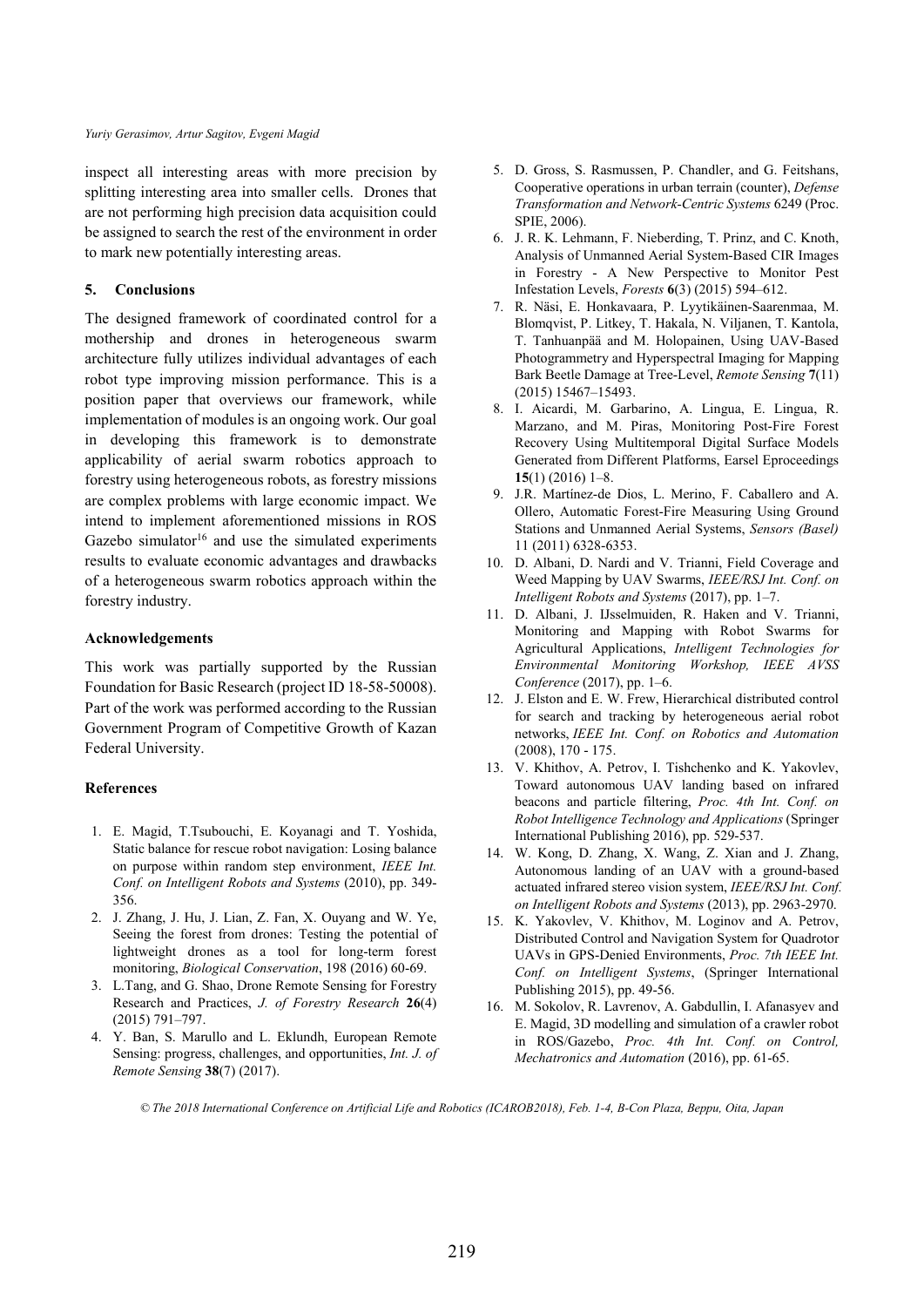inspect all interesting areas with more precision by splitting interesting area into smaller cells. Drones that are not performing high precision data acquisition could be assigned to search the rest of the environment in order to mark new potentially interesting areas.

## 5. Conclusions

The designed framework of coordinated control for a mothership and drones in heterogeneous swarm architecture fully utilizes individual advantages of each robot type improving mission performance. This is a position paper that overviews our framework, while implementation of modules is an ongoing work. Our goal in developing this framework is to demonstrate applicability of aerial swarm robotics approach to forestry using heterogeneous robots, as forestry missions are complex problems with large economic impact. We intend to implement aforementioned missions in ROS Gazebo simulator[16] and use the simulated experiments results to evaluate economic advantages and drawbacks of a heterogeneous swarm robotics approach within the forestry industry.

### Acknowledgements

This work was partially supported by the Russian Foundation for Basic Research (project ID 18-58-50008). Part of the work was performed according to the Russian Government Program of Competitive Growth of Kazan Federal University.

### References

1. E. Magid, T.Tsubouchi, E. Koyanagi and T. Yoshida, Static balance for rescue robot navigation: Losing balance on purpose within random step environment, *IEEE Int. Conf. on Intelligent Robots and Systems* (2010), pp. 349-356.
2. J. Zhang, J. Hu, J. Lian, Z. Fan, X. Ouyang and W. Ye, Seeing the forest from drones: Testing the potential of lightweight drones as a tool for long-term forest monitoring, *Biological Conservation*, 198 (2016) 60-69.
3. L.Tang, and G. Shao, Drone Remote Sensing for Forestry Research and Practices, *J. of Forestry Research* **26**(4) (2015) 791–797.
4. Y. Ban, S. Marullo and L. Eklundh, European Remote Sensing: progress, challenges, and opportunities, *Int. J. of Remote Sensing* **38**(7) (2017).
5. D. Gross, S. Rasmussen, P. Chandler, and G. Feitshans, Cooperative operations in urban terrain (counter), *Defense Transformation and Network-Centric Systems* 6249 (Proc. SPIE, 2006).
6. J. R. K. Lehmann, F. Nieberding, T. Prinz, and C. Knoth, Analysis of Unmanned Aerial System-Based CIR Images in Forestry - A New Perspective to Monitor Pest Infestation Levels, *Forests* **6**(3) (2015) 594–612.
7. R. Näsi, E. Honkavaara, P. Lyytikäinen-Saarenmaa, M. Blomqvist, P. Litkey, T. Hakala, N. Viljanen, T. Kantola, T. Tanhuanpää and M. Holopainen, Using UAV-Based Photogrammetry and Hyperspectral Imaging for Mapping Bark Beetle Damage at Tree-Level, *Remote Sensing* **7**(11) (2015) 15467–15493.
8. I. Aicardi, M. Garbarino, A. Lingua, E. Lingua, R. Marzano, and M. Piras, Monitoring Post-Fire Forest Recovery Using Multitemporal Digital Surface Models Generated from Different Platforms, Earsel Eproceedings **15**(1) (2016) 1–8.
9. J.R. Martínez-de Dios, L. Merino, F. Caballero and A. Ollero, Automatic Forest-Fire Measuring Using Ground Stations and Unmanned Aerial Systems, *Sensors (Basel)* 11 (2011) 6328-6353.
10. D. Albani, D. Nardi and V. Trianni, Field Coverage and Weed Mapping by UAV Swarms, *IEEE/RSJ Int. Conf. on Intelligent Robots and Systems* (2017), pp. 1–7.
11. D. Albani, J. IJsselmuiden, R. Haken and V. Trianni, Monitoring and Mapping with Robot Swarms for Agricultural Applications, *Intelligent Technologies for Environmental Monitoring Workshop, IEEE AVSS Conference* (2017), pp. 1–6.
12. J. Elston and E. W. Frew, Hierarchical distributed control for search and tracking by heterogeneous aerial robot networks, *IEEE Int. Conf. on Robotics and Automation* (2008), 170 - 175.
13. V. Khithov, A. Petrov, I. Tishchenko and K. Yakovlev, Toward autonomous UAV landing based on infrared beacons and particle filtering, *Proc. 4th Int. Conf. on Robot Intelligence Technology and Applications* (Springer International Publishing 2016), pp. 529-537.
14. W. Kong, D. Zhang, X. Wang, Z. Xian and J. Zhang, Autonomous landing of an UAV with a ground-based actuated infrared stereo vision system, *IEEE/RSJ Int. Conf. on Intelligent Robots and Systems* (2013), pp. 2963-2970.
15. K. Yakovlev, V. Khithov, M. Loginov and A. Petrov, Distributed Control and Navigation System for Quadrotor UAVs in GPS-Denied Environments, *Proc. 7th IEEE Int. Conf. on Intelligent Systems*, (Springer International Publishing 2015), pp. 49-56.
16. M. Sokolov, R. Lavrenov, A. Gabdullin, I. Afanasyev and E. Magid, 3D modelling and simulation of a crawler robot in ROS/Gazebo, *Proc. 4th Int. Conf. on Control, Mechatronics and Automation* (2016), pp. 61-65.